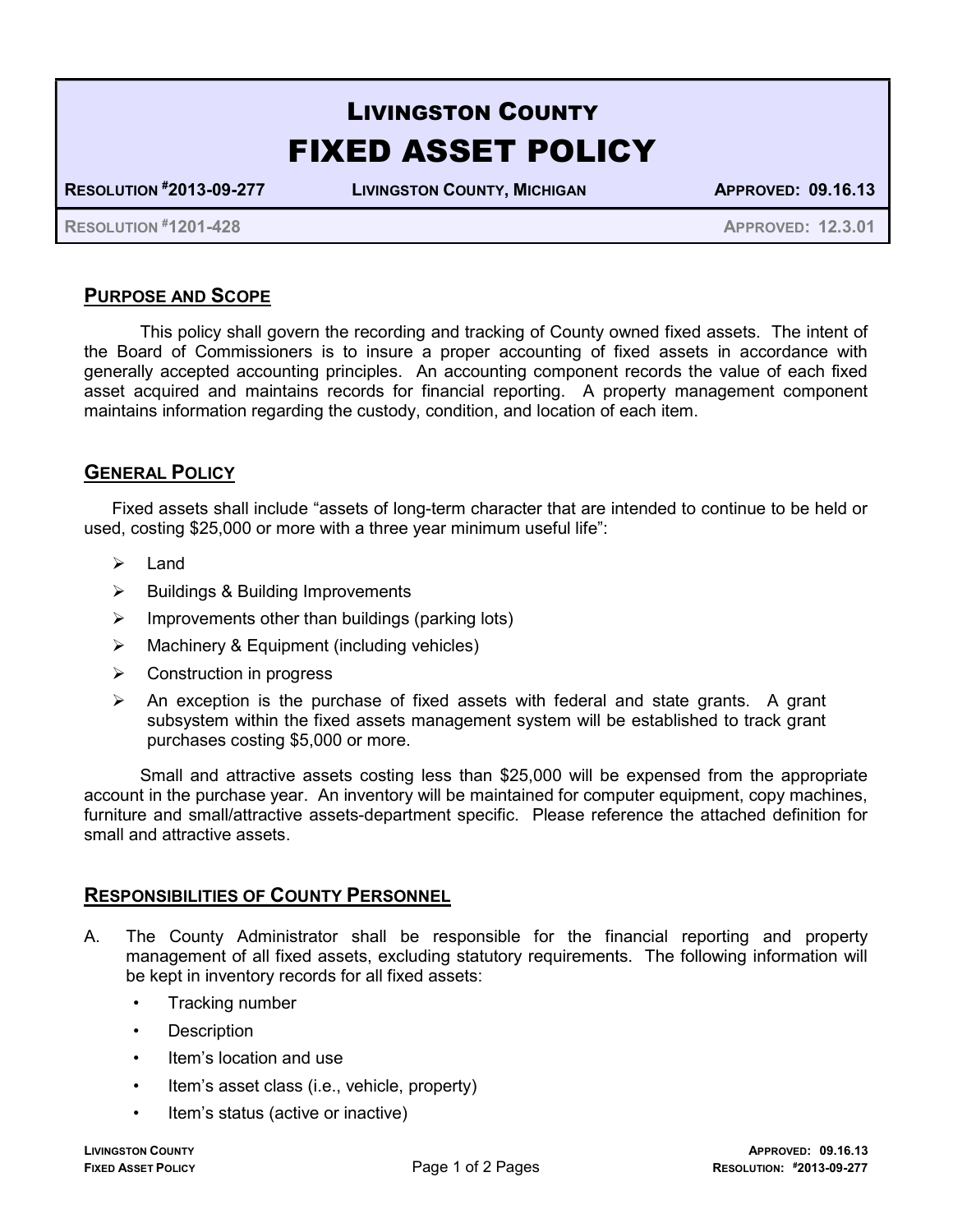# LIVINGSTON COUNTY

# FIXED ASSET POLICY

**RESOLUTION #2013-09-277** | **LIVINGSTON COUNTY, MICHIGAN** | **APPROVED: 09.16.13**

**RESOLUTION #1201-428** | **APPROVED: 12.3.01**

## PURPOSE AND SCOPE

This policy shall govern the recording and tracking of County owned fixed assets. The intent of the Board of Commissioners is to insure a proper accounting of fixed assets in accordance with generally accepted accounting principles. An accounting component records the value of each fixed asset acquired and maintains records for financial reporting. A property management component maintains information regarding the custody, condition, and location of each item.

## GENERAL POLICY

Fixed assets shall include "assets of long-term character that are intended to continue to be held or used, costing $25,000 or more with a three year minimum useful life":

- Land
- Buildings & Building Improvements
- Improvements other than buildings (parking lots)
- Machinery & Equipment (including vehicles)
- Construction in progress
- An exception is the purchase of fixed assets with federal and state grants. A grant subsystem within the fixed assets management system will be established to track grant purchases costing $5,000 or more.

Small and attractive assets costing less than $25,000 will be expensed from the appropriate account in the purchase year. An inventory will be maintained for computer equipment, copy machines, furniture and small/attractive assets-department specific. Please reference the attached definition for small and attractive assets.

## RESPONSIBILITIES OF COUNTY PERSONNEL

A. The County Administrator shall be responsible for the financial reporting and property management of all fixed assets, excluding statutory requirements. The following information will be kept in inventory records for all fixed assets:

- Tracking number
- Description
- Item's location and use
- Item's asset class (i.e., vehicle, property)
- Item's status (active or inactive)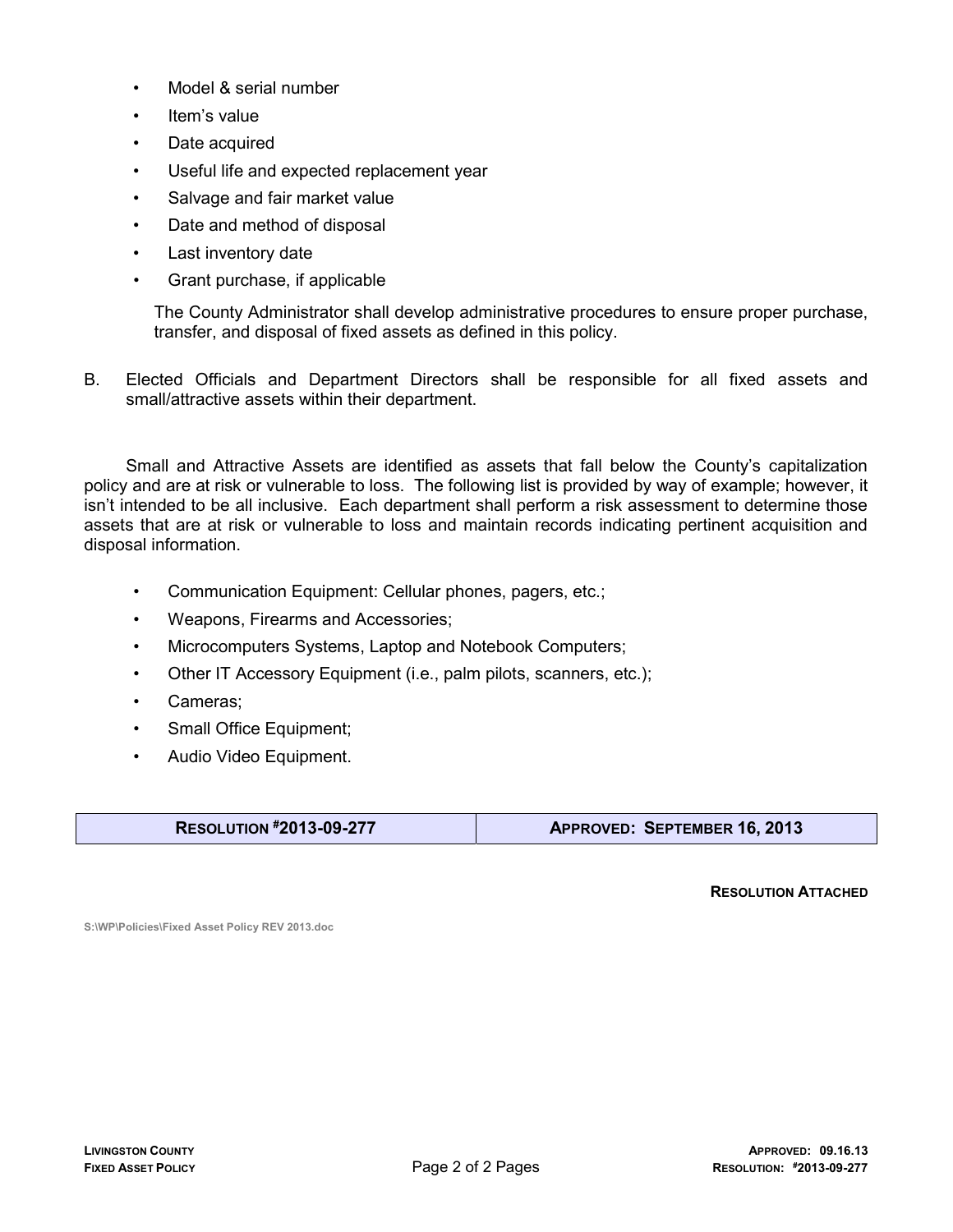- Model & serial number
- Item's value
- Date acquired
- Useful life and expected replacement year
- Salvage and fair market value
- Date and method of disposal
- Last inventory date
- Grant purchase, if applicable

The County Administrator shall develop administrative procedures to ensure proper purchase, transfer, and disposal of fixed assets as defined in this policy.

B. Elected Officials and Department Directors shall be responsible for all fixed assets and small/attractive assets within their department.

Small and Attractive Assets are identified as assets that fall below the County's capitalization policy and are at risk or vulnerable to loss. The following list is provided by way of example; however, it isn't intended to be all inclusive. Each department shall perform a risk assessment to determine those assets that are at risk or vulnerable to loss and maintain records indicating pertinent acquisition and disposal information.

- Communication Equipment: Cellular phones, pagers, etc.;
- Weapons, Firearms and Accessories;
- Microcomputers Systems, Laptop and Notebook Computers;
- Other IT Accessory Equipment (i.e., palm pilots, scanners, etc.);
- Cameras;
- Small Office Equipment;
- Audio Video Equipment.

| **RESOLUTION #2013-09-277** | **APPROVED: SEPTEMBER 16, 2013** |
|---|---|

**RESOLUTION ATTACHED**

S:\WP\Policies\Fixed Asset Policy REV 2013.doc